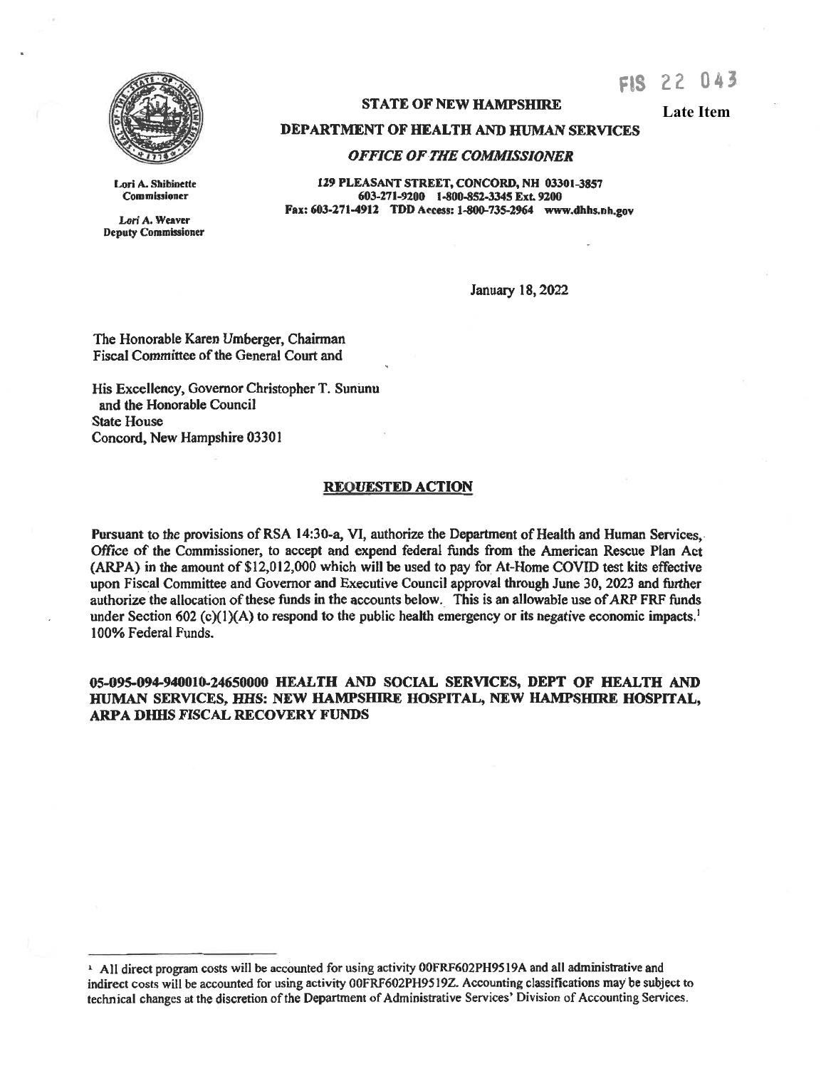FIS 22 043

**Late Item**

**STATE OF NEW HAMPSHIRE**

**DEPARTMENT OF HEALTH AND HUMAN SERVICES**

***OFFICE OF THE COMMISSIONER***

Lori A. Shibinette
Commissioner

Lori A. Weaver
Deputy Commissioner

129 PLEASANT STREET, CONCORD, NH 03301-3857
603-271-9200 1-800-852-3345 Ext. 9200
Fax: 603-271-4912 TDD Access: 1-800-735-2964 www.dhhs.nh.gov

January 18, 2022

The Honorable Karen Umberger, Chairman
Fiscal Committee of the General Court and

His Excellency, Governor Christopher T. Sununu
and the Honorable Council
State House
Concord, New Hampshire 03301

## REQUESTED ACTION

Pursuant to the provisions of RSA 14:30-a, VI, authorize the Department of Health and Human Services, Office of the Commissioner, to accept and expend federal funds from the American Rescue Plan Act (ARPA) in the amount of $12,012,000 which will be used to pay for At-Home COVID test kits effective upon Fiscal Committee and Governor and Executive Council approval through June 30, 2023 and further authorize the allocation of these funds in the accounts below. This is an allowable use of ARP FRF funds under Section 602 (c)(1)(A) to respond to the public health emergency or its negative economic impacts.[1] 100% Federal Funds.

**05-095-094-940010-24650000 HEALTH AND SOCIAL SERVICES, DEPT OF HEALTH AND HUMAN SERVICES, HHS: NEW HAMPSHIRE HOSPITAL, NEW HAMPSHIRE HOSPITAL, ARPA DHHS FISCAL RECOVERY FUNDS**

[1] All direct program costs will be accounted for using activity 00FRF602PH9519A and all administrative and indirect costs will be accounted for using activity 00FRF602PH9519Z. Accounting classifications may be subject to technical changes at the discretion of the Department of Administrative Services' Division of Accounting Services.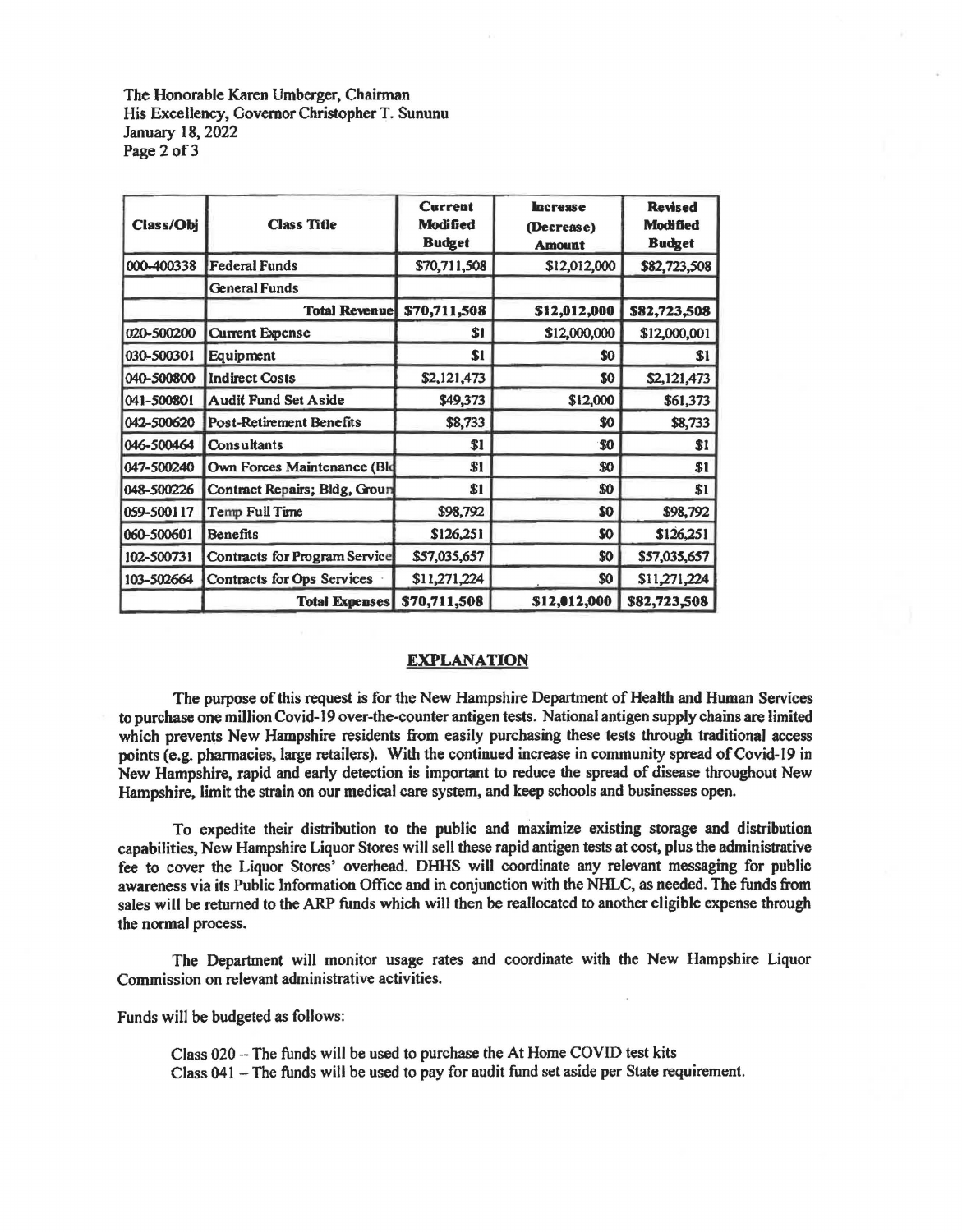The Honorable Karen Umberger, Chairman
His Excellency, Governor Christopher T. Sununu
January 18, 2022

| Class/Obj | Class Title | Current Modified Budget | Increase (Decrease) Amount | Revised Modified Budget |
|---|---|---|---|---|
| 000-400338 | Federal Funds | $70,711,508 | $12,012,000 | $82,723,508 |
| | General Funds | | | |
| | Total Revenue | $70,711,508 | $12,012,000 | $82,723,508 |
| 020-500200 | Current Expense | $1 | $12,000,000 | $12,000,001 |
| 030-500301 | Equipment | $1 | $0 | $1 |
| 040-500800 | Indirect Costs | $2,121,473 | $0 | $2,121,473 |
| 041-500801 | Audit Fund Set Aside | $49,373 | $12,000 | $61,373 |
| 042-500620 | Post-Retirement Benefits | $8,733 | $0 | $8,733 |
| 046-500464 | Consultants | $1 | $0 | $1 |
| 047-500240 | Own Forces Maintenance (Bld | $1 | $0 | $1 |
| 048-500226 | Contract Repairs; Bldg, Groun | $1 | $0 | $1 |
| 059-500117 | Temp Full Time | $98,792 | $0 | $98,792 |
| 060-500601 | Benefits | $126,251 | $0 | $126,251 |
| 102-500731 | Contracts for Program Service | $57,035,657 | $0 | $57,035,657 |
| 103-502664 | Contracts for Ops Services | $11,271,224 | $0 | $11,271,224 |
| | Total Expenses | $70,711,508 | $12,012,000 | $82,723,508 |

## EXPLANATION

The purpose of this request is for the New Hampshire Department of Health and Human Services to purchase one million Covid-19 over-the-counter antigen tests. National antigen supply chains are limited which prevents New Hampshire residents from easily purchasing these tests through traditional access points (e.g. pharmacies, large retailers). With the continued increase in community spread of Covid-19 in New Hampshire, rapid and early detection is important to reduce the spread of disease throughout New Hampshire, limit the strain on our medical care system, and keep schools and businesses open.

To expedite their distribution to the public and maximize existing storage and distribution capabilities, New Hampshire Liquor Stores will sell these rapid antigen tests at cost, plus the administrative fee to cover the Liquor Stores' overhead. DHHS will coordinate any relevant messaging for public awareness via its Public Information Office and in conjunction with the NHLC, as needed. The funds from sales will be returned to the ARP funds which will then be reallocated to another eligible expense through the normal process.

The Department will monitor usage rates and coordinate with the New Hampshire Liquor Commission on relevant administrative activities.

Funds will be budgeted as follows:

Class 020 – The funds will be used to purchase the At Home COVID test kits
Class 041 – The funds will be used to pay for audit fund set aside per State requirement.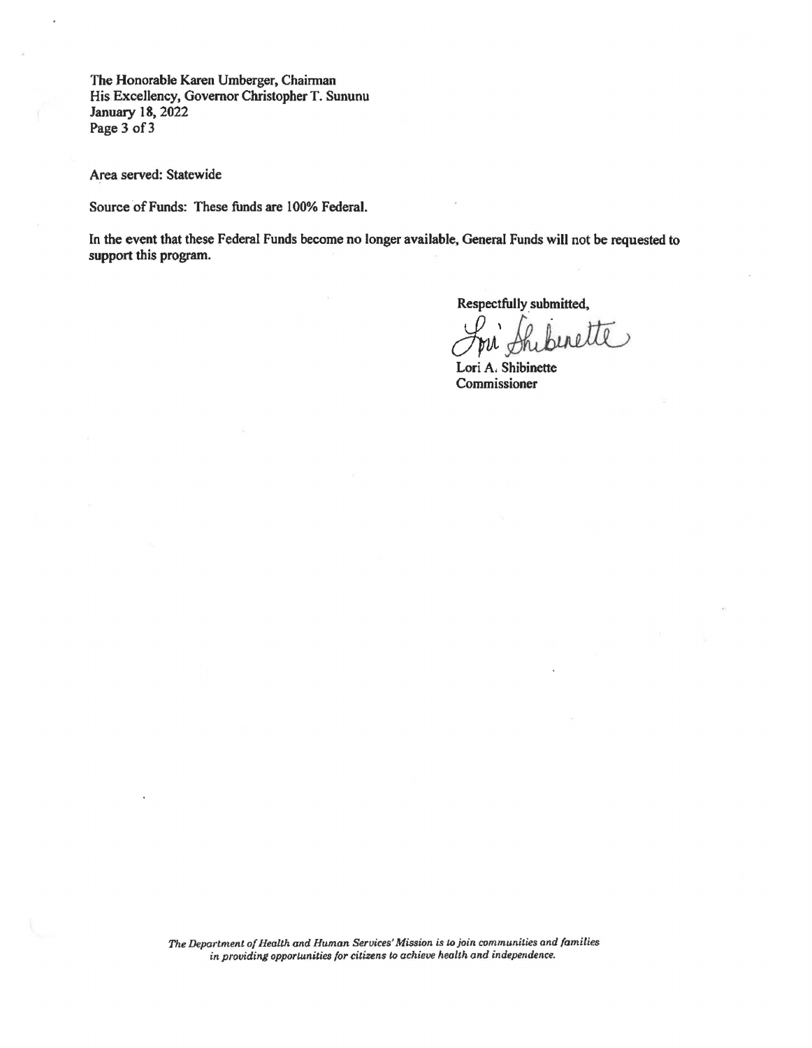Area served: Statewide

Source of Funds: These funds are 100% Federal.

In the event that these Federal Funds become no longer available, General Funds will not be requested to support this program.

Respectfully submitted,

Lori Shibinette

Lori A. Shibinette
Commissioner

*The Department of Health and Human Services' Mission is to join communities and families in providing opportunities for citizens to achieve health and independence.*